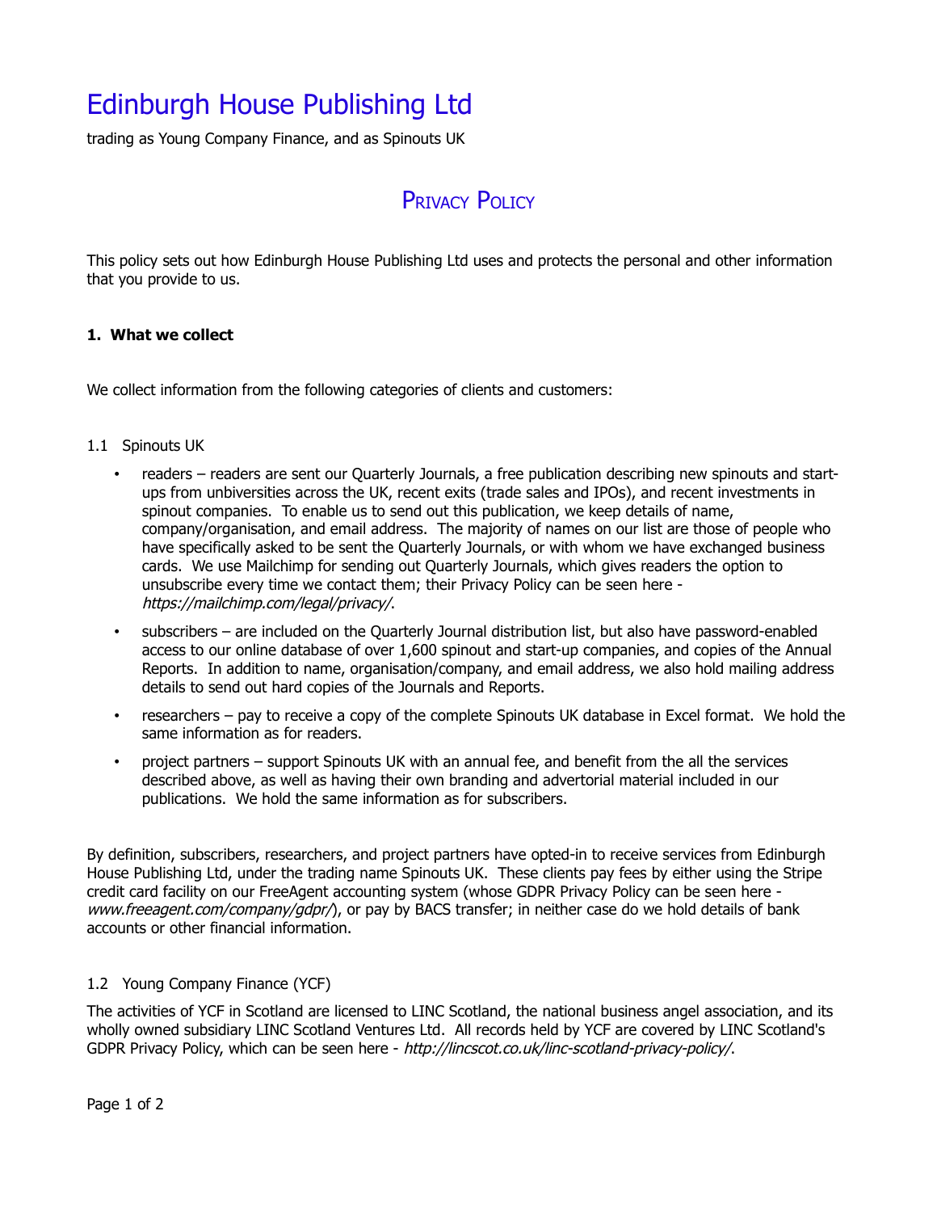# Edinburgh House Publishing Ltd

trading as Young Company Finance, and as Spinouts UK

## Privacy Policy

This policy sets out how Edinburgh House Publishing Ltd uses and protects the personal and other information that you provide to us.

### 1. What we collect

We collect information from the following categories of clients and customers:

1.1 Spinouts UK

- readers – readers are sent our Quarterly Journals, a free publication describing new spinouts and start-ups from unbiversities across the UK, recent exits (trade sales and IPOs), and recent investments in spinout companies. To enable us to send out this publication, we keep details of name, company/organisation, and email address. The majority of names on our list are those of people who have specifically asked to be sent the Quarterly Journals, or with whom we have exchanged business cards. We use Mailchimp for sending out Quarterly Journals, which gives readers the option to unsubscribe every time we contact them; their Privacy Policy can be seen here - *https://mailchimp.com/legal/privacy/*.
- subscribers – are included on the Quarterly Journal distribution list, but also have password-enabled access to our online database of over 1,600 spinout and start-up companies, and copies of the Annual Reports. In addition to name, organisation/company, and email address, we also hold mailing address details to send out hard copies of the Journals and Reports.
- researchers – pay to receive a copy of the complete Spinouts UK database in Excel format. We hold the same information as for readers.
- project partners – support Spinouts UK with an annual fee, and benefit from the all the services described above, as well as having their own branding and advertorial material included in our publications. We hold the same information as for subscribers.

By definition, subscribers, researchers, and project partners have opted-in to receive services from Edinburgh House Publishing Ltd, under the trading name Spinouts UK. These clients pay fees by either using the Stripe credit card facility on our FreeAgent accounting system (whose GDPR Privacy Policy can be seen here - *www.freeagent.com/company/gdpr/*), or pay by BACS transfer; in neither case do we hold details of bank accounts or other financial information.

1.2 Young Company Finance (YCF)

The activities of YCF in Scotland are licensed to LINC Scotland, the national business angel association, and its wholly owned subsidiary LINC Scotland Ventures Ltd. All records held by YCF are covered by LINC Scotland's GDPR Privacy Policy, which can be seen here - *http://lincscot.co.uk/linc-scotland-privacy-policy/*.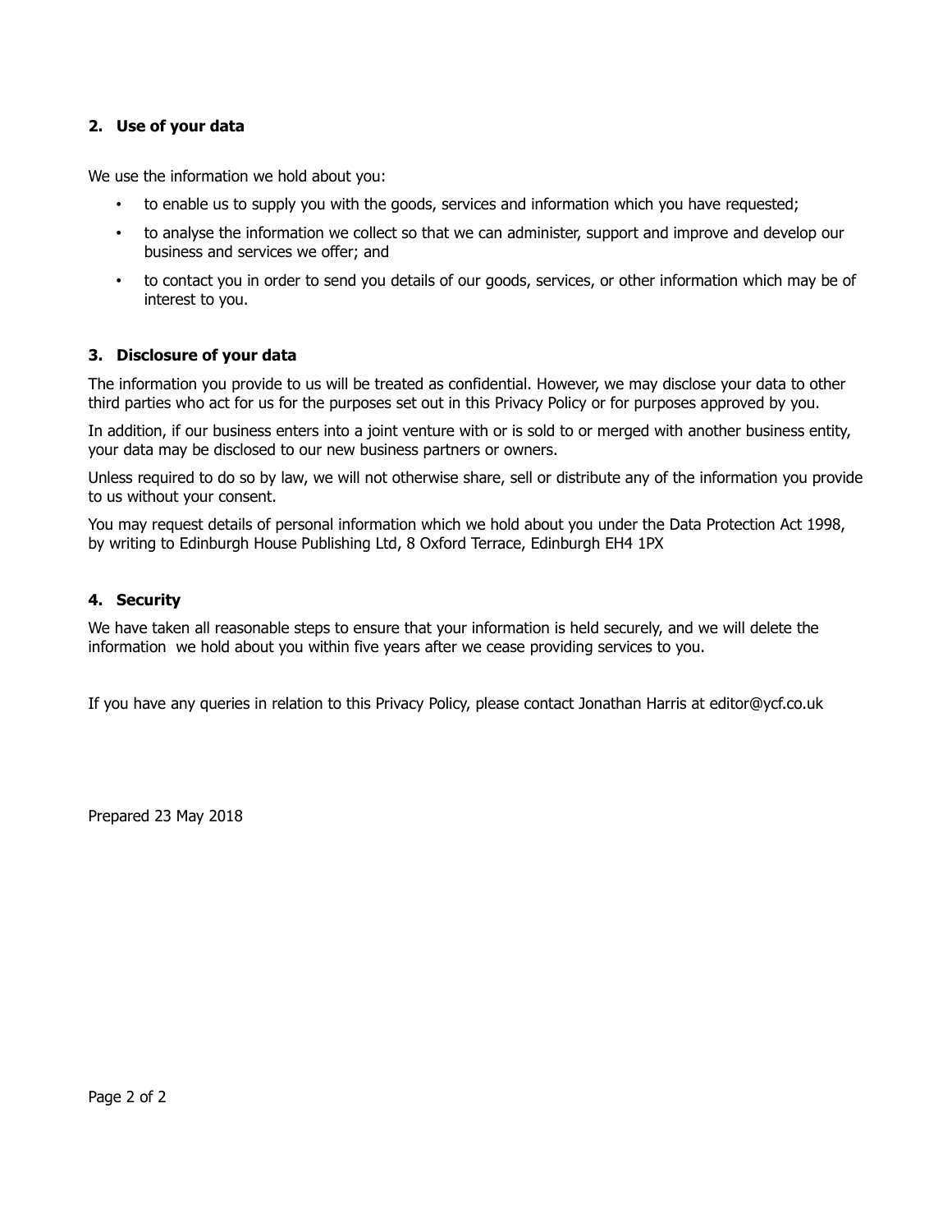## 2. Use of your data

We use the information we hold about you:

- to enable us to supply you with the goods, services and information which you have requested;
- to analyse the information we collect so that we can administer, support and improve and develop our business and services we offer; and
- to contact you in order to send you details of our goods, services, or other information which may be of interest to you.

## 3. Disclosure of your data

The information you provide to us will be treated as confidential. However, we may disclose your data to other third parties who act for us for the purposes set out in this Privacy Policy or for purposes approved by you.

In addition, if our business enters into a joint venture with or is sold to or merged with another business entity, your data may be disclosed to our new business partners or owners.

Unless required to do so by law, we will not otherwise share, sell or distribute any of the information you provide to us without your consent.

You may request details of personal information which we hold about you under the Data Protection Act 1998, by writing to Edinburgh House Publishing Ltd, 8 Oxford Terrace, Edinburgh EH4 1PX

## 4. Security

We have taken all reasonable steps to ensure that your information is held securely, and we will delete the information we hold about you within five years after we cease providing services to you.

If you have any queries in relation to this Privacy Policy, please contact Jonathan Harris at editor@ycf.co.uk

Prepared 23 May 2018